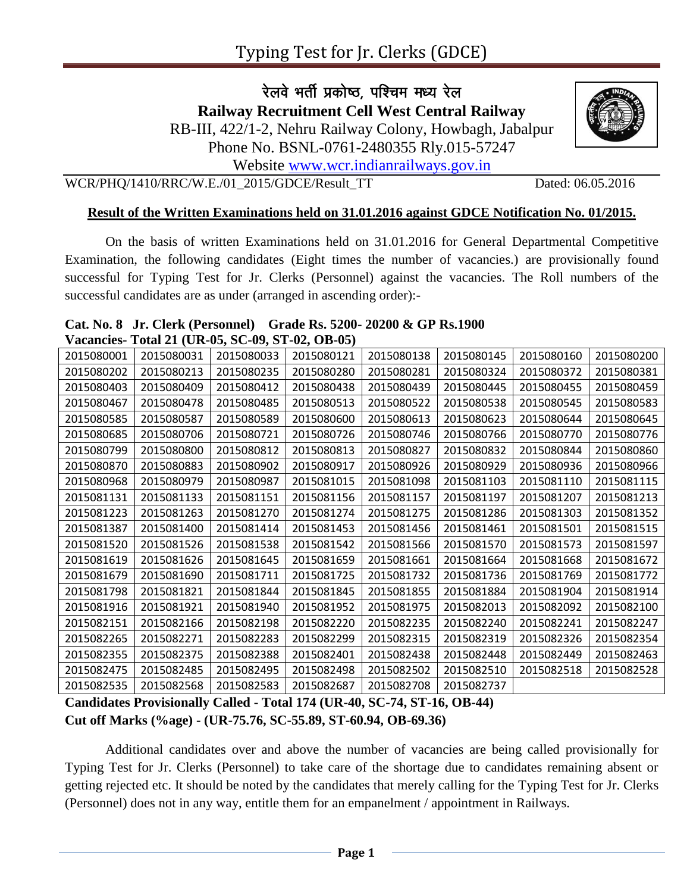# Typing Test for Jr. Clerks (GDCE)

**रेलवे भर्ती प्रकोष्ठ, पश्चिम मध्य रेल**

**Railway Recruitment Cell West Central Railway**

RB-III, 422/1-2, Nehru Railway Colony, Howbagh, Jabalpur

Phone No. BSNL-0761-2480355 Rly.015-57247

Website www.wcr.indianrailways.gov.in

WCR/PHQ/1410/RRC/W.E./01_2015/GDCE/Result_TT Dated: 06.05.2016

**Result of the Written Examinations held on 31.01.2016 against GDCE Notification No. 01/2015.**

On the basis of written Examinations held on 31.01.2016 for General Departmental Competitive Examination, the following candidates (Eight times the number of vacancies.) are provisionally found successful for Typing Test for Jr. Clerks (Personnel) against the vacancies. The Roll numbers of the successful candidates are as under (arranged in ascending order):-

**Cat. No. 8 Jr. Clerk (Personnel) Grade Rs. 5200- 20200 & GP Rs.1900**
**Vacancies- Total 21 (UR-05, SC-09, ST-02, OB-05)**

| | | | | | | | |
|---|---|---|---|---|---|---|---|
| 2015080001 | 2015080031 | 2015080033 | 2015080121 | 2015080138 | 2015080145 | 2015080160 | 2015080200 |
| 2015080202 | 2015080213 | 2015080235 | 2015080280 | 2015080281 | 2015080324 | 2015080372 | 2015080381 |
| 2015080403 | 2015080409 | 2015080412 | 2015080438 | 2015080439 | 2015080445 | 2015080455 | 2015080459 |
| 2015080467 | 2015080478 | 2015080485 | 2015080513 | 2015080522 | 2015080538 | 2015080545 | 2015080583 |
| 2015080585 | 2015080587 | 2015080589 | 2015080600 | 2015080613 | 2015080623 | 2015080644 | 2015080645 |
| 2015080685 | 2015080706 | 2015080721 | 2015080726 | 2015080746 | 2015080766 | 2015080770 | 2015080776 |
| 2015080799 | 2015080800 | 2015080812 | 2015080813 | 2015080827 | 2015080832 | 2015080844 | 2015080860 |
| 2015080870 | 2015080883 | 2015080902 | 2015080917 | 2015080926 | 2015080929 | 2015080936 | 2015080966 |
| 2015080968 | 2015080979 | 2015080987 | 2015081015 | 2015081098 | 2015081103 | 2015081110 | 2015081115 |
| 2015081131 | 2015081133 | 2015081151 | 2015081156 | 2015081157 | 2015081197 | 2015081207 | 2015081213 |
| 2015081223 | 2015081263 | 2015081270 | 2015081274 | 2015081275 | 2015081286 | 2015081303 | 2015081352 |
| 2015081387 | 2015081400 | 2015081414 | 2015081453 | 2015081456 | 2015081461 | 2015081501 | 2015081515 |
| 2015081520 | 2015081526 | 2015081538 | 2015081542 | 2015081566 | 2015081570 | 2015081573 | 2015081597 |
| 2015081619 | 2015081626 | 2015081645 | 2015081659 | 2015081661 | 2015081664 | 2015081668 | 2015081672 |
| 2015081679 | 2015081690 | 2015081711 | 2015081725 | 2015081732 | 2015081736 | 2015081769 | 2015081772 |
| 2015081798 | 2015081821 | 2015081844 | 2015081845 | 2015081855 | 2015081884 | 2015081904 | 2015081914 |
| 2015081916 | 2015081921 | 2015081940 | 2015081952 | 2015081975 | 2015082013 | 2015082092 | 2015082100 |
| 2015082151 | 2015082166 | 2015082198 | 2015082220 | 2015082235 | 2015082240 | 2015082241 | 2015082247 |
| 2015082265 | 2015082271 | 2015082283 | 2015082299 | 2015082315 | 2015082319 | 2015082326 | 2015082354 |
| 2015082355 | 2015082375 | 2015082388 | 2015082401 | 2015082438 | 2015082448 | 2015082449 | 2015082463 |
| 2015082475 | 2015082485 | 2015082495 | 2015082498 | 2015082502 | 2015082510 | 2015082518 | 2015082528 |
| 2015082535 | 2015082568 | 2015082583 | 2015082687 | 2015082708 | 2015082737 | | |

**Candidates Provisionally Called - Total 174 (UR-40, SC-74, ST-16, OB-44)**
**Cut off Marks (%age) - (UR-75.76, SC-55.89, ST-60.94, OB-69.36)**

Additional candidates over and above the number of vacancies are being called provisionally for Typing Test for Jr. Clerks (Personnel) to take care of the shortage due to candidates remaining absent or getting rejected etc. It should be noted by the candidates that merely calling for the Typing Test for Jr. Clerks (Personnel) does not in any way, entitle them for an empanelment / appointment in Railways.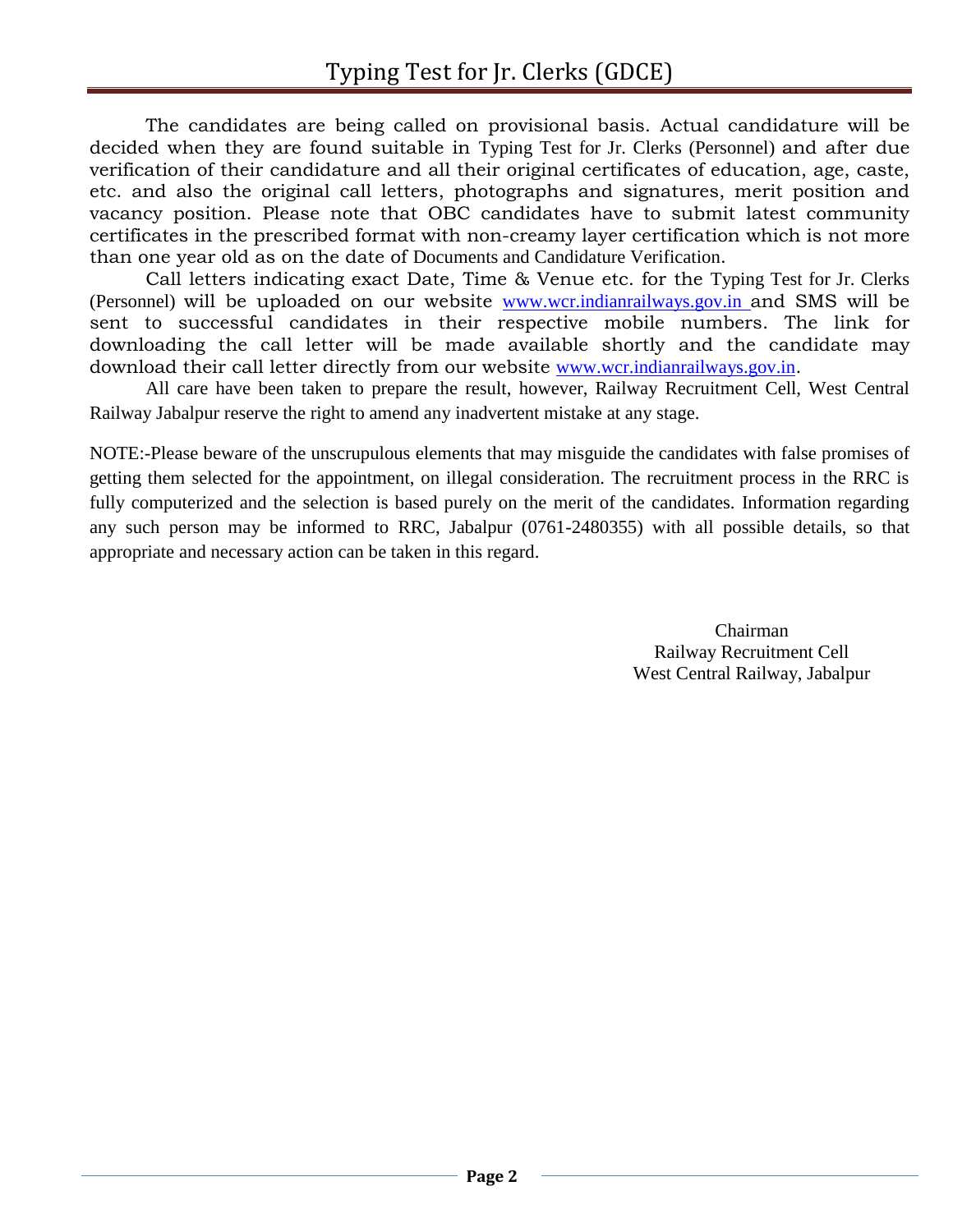# Typing Test for Jr. Clerks (GDCE)

The candidates are being called on provisional basis. Actual candidature will be decided when they are found suitable in Typing Test for Jr. Clerks (Personnel) and after due verification of their candidature and all their original certificates of education, age, caste, etc. and also the original call letters, photographs and signatures, merit position and vacancy position. Please note that OBC candidates have to submit latest community certificates in the prescribed format with non-creamy layer certification which is not more than one year old as on the date of Documents and Candidature Verification.

Call letters indicating exact Date, Time & Venue etc. for the Typing Test for Jr. Clerks (Personnel) will be uploaded on our website www.wcr.indianrailways.gov.in and SMS will be sent to successful candidates in their respective mobile numbers. The link for downloading the call letter will be made available shortly and the candidate may download their call letter directly from our website www.wcr.indianrailways.gov.in.

All care have been taken to prepare the result, however, Railway Recruitment Cell, West Central Railway Jabalpur reserve the right to amend any inadvertent mistake at any stage.

NOTE:-Please beware of the unscrupulous elements that may misguide the candidates with false promises of getting them selected for the appointment, on illegal consideration. The recruitment process in the RRC is fully computerized and the selection is based purely on the merit of the candidates. Information regarding any such person may be informed to RRC, Jabalpur (0761-2480355) with all possible details, so that appropriate and necessary action can be taken in this regard.

Chairman
Railway Recruitment Cell
West Central Railway, Jabalpur